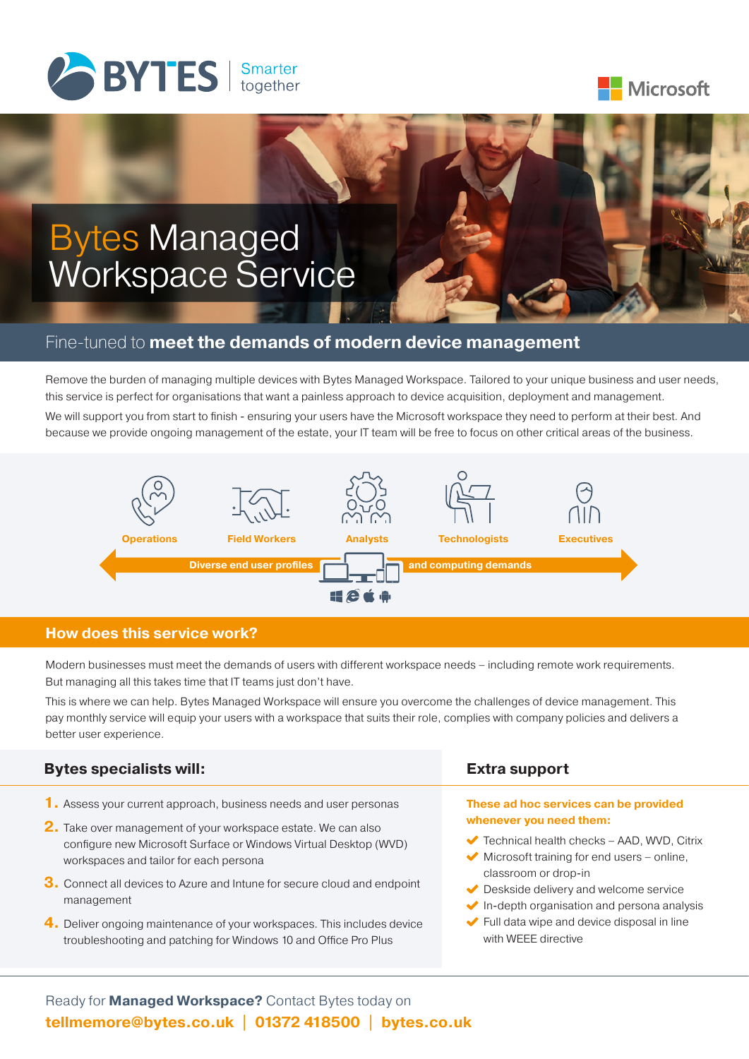BYTES Smarter together

Microsoft

# Bytes Managed Workspace Service

## Fine-tuned to **meet the demands of modern device management**

Remove the burden of managing multiple devices with Bytes Managed Workspace. Tailored to your unique business and user needs, this service is perfect for organisations that want a painless approach to device acquisition, deployment and management.

We will support you from start to finish - ensuring your users have the Microsoft workspace they need to perform at their best. And because we provide ongoing management of the estate, your IT team will be free to focus on other critical areas of the business.

Operations | Field Workers | Analysts | Technologists | Executives

Diverse end user profiles and computing demands

## How does this service work?

Modern businesses must meet the demands of users with different workspace needs – including remote work requirements. But managing all this takes time that IT teams just don't have.

This is where we can help. Bytes Managed Workspace will ensure you overcome the challenges of device management. This pay monthly service will equip your users with a workspace that suits their role, complies with company policies and delivers a better user experience.

### Bytes specialists will:

1. Assess your current approach, business needs and user personas
2. Take over management of your workspace estate. We can also configure new Microsoft Surface or Windows Virtual Desktop (WVD) workspaces and tailor for each persona
3. Connect all devices to Azure and Intune for secure cloud and endpoint management
4. Deliver ongoing maintenance of your workspaces. This includes device troubleshooting and patching for Windows 10 and Office Pro Plus

### Extra support

**These ad hoc services can be provided whenever you need them:**

- Technical health checks – AAD, WVD, Citrix
- Microsoft training for end users – online, classroom or drop-in
- Deskside delivery and welcome service
- In-depth organisation and persona analysis
- Full data wipe and device disposal in line with WEEE directive

Ready for **Managed Workspace?** Contact Bytes today on

**tellmemore@bytes.co.uk | 01372 418500 | bytes.co.uk**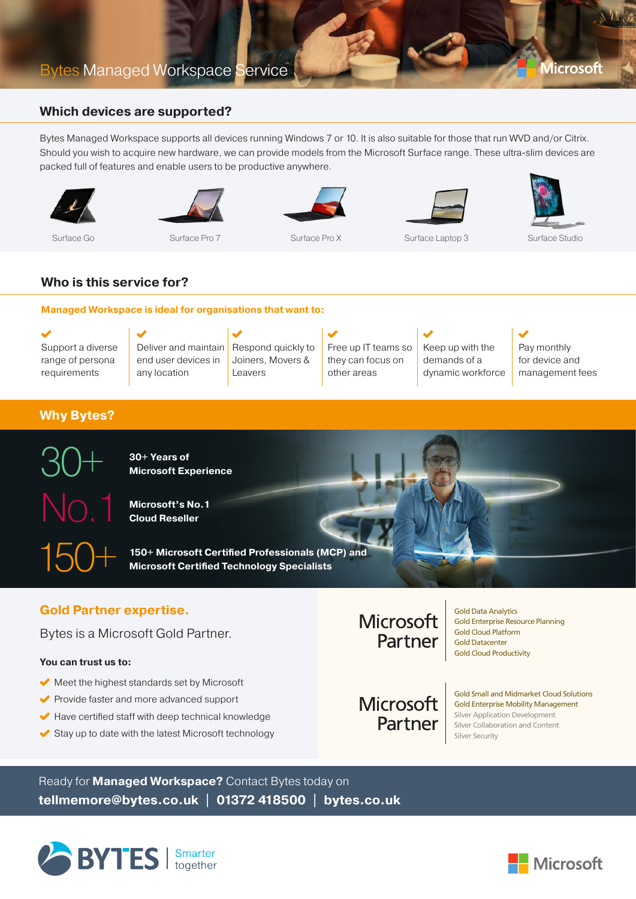# Bytes Managed Workspace Service

## Which devices are supported?

Bytes Managed Workspace supports all devices running Windows 7 or 10. It is also suitable for those that run WVD and/or Citrix. Should you wish to acquire new hardware, we can provide models from the Microsoft Surface range. These ultra-slim devices are packed full of features and enable users to be productive anywhere.

Surface Go

Surface Pro 7

Surface Pro X

Surface Laptop 3

Surface Studio

## Who is this service for?

**Managed Workspace is ideal for organisations that want to:**

- Support a diverse range of persona requirements
- Deliver and maintain end user devices in any location
- Respond quickly to Joiners, Movers & Leavers
- Free up IT teams so they can focus on other areas
- Keep up with the demands of a dynamic workforce
- Pay monthly for device and management fees

## Why Bytes?

30+ **30+ Years of Microsoft Experience**

No.1 **Microsoft's No.1 Cloud Reseller**

150+ **150+ Microsoft Certified Professionals (MCP) and Microsoft Certified Technology Specialists**

## Gold Partner expertise.

Bytes is a Microsoft Gold Partner.

**You can trust us to:**

- Meet the highest standards set by Microsoft
- Provide faster and more advanced support
- Have certified staff with deep technical knowledge
- Stay up to date with the latest Microsoft technology

Microsoft Partner

- Gold Data Analytics
- Gold Enterprise Resource Planning
- Gold Cloud Platform
- Gold Datacenter
- Gold Cloud Productivity

Microsoft Partner

- Gold Small and Midmarket Cloud Solutions
- Gold Enterprise Mobility Management
- Silver Application Development
- Silver Collaboration and Content
- Silver Security

Ready for **Managed Workspace?** Contact Bytes today on

**tellmemore@bytes.co.uk | 01372 418500 | bytes.co.uk**

BYTES Smarter together

Microsoft